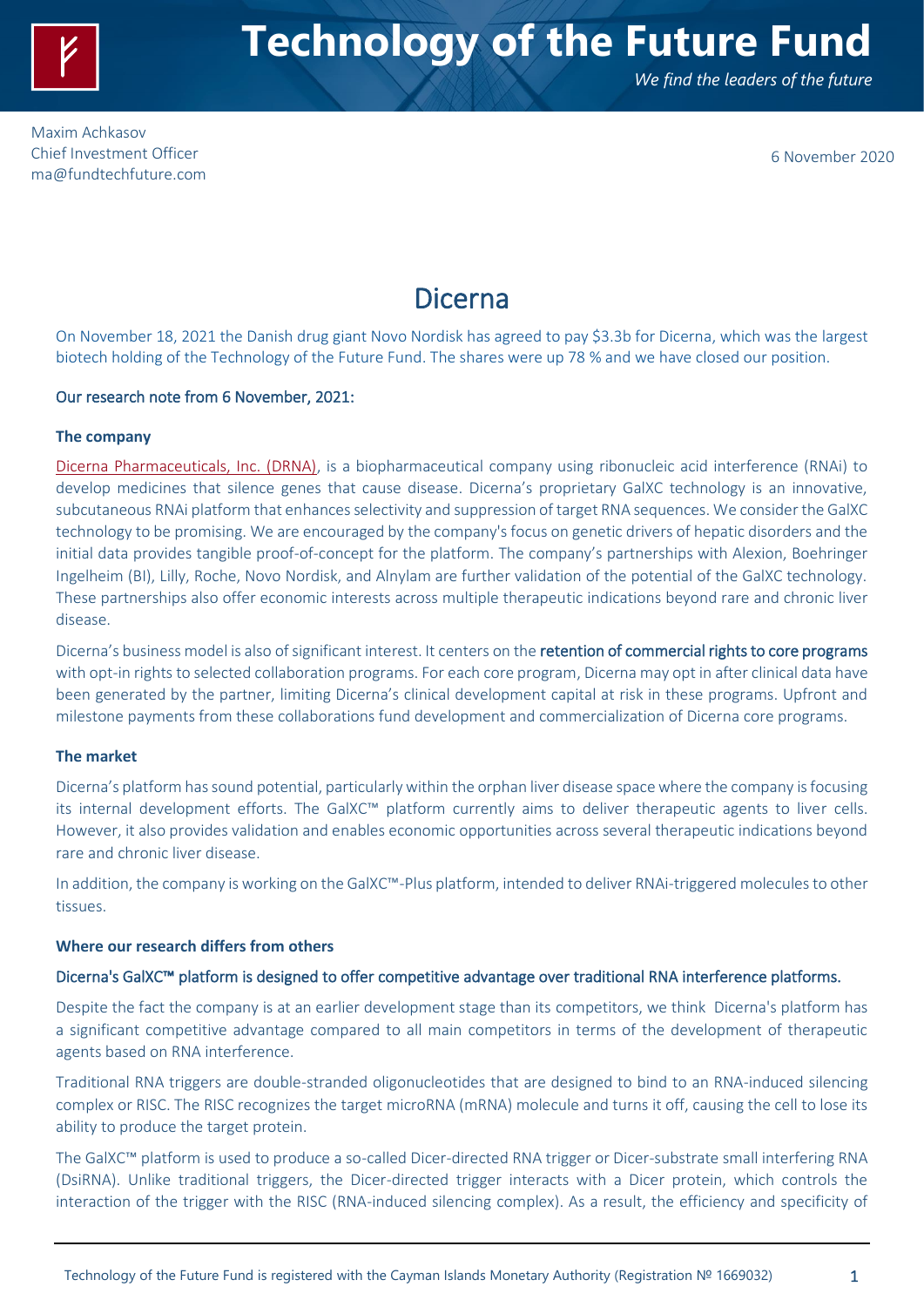# Technology of the Future Fund

*We find the leaders of the future*

Maxim Achkasov
Chief Investment Officer
ma@fundtechfuture.com

6 November 2020

## Dicerna

On November 18, 2021 the Danish drug giant Novo Nordisk has agreed to pay $3.3b for Dicerna, which was the largest biotech holding of the Technology of the Future Fund. The shares were up 78 % and we have closed our position.

Our research note from 6 November, 2021:

### The company

Dicerna Pharmaceuticals, Inc. (DRNA), is a biopharmaceutical company using ribonucleic acid interference (RNAi) to develop medicines that silence genes that cause disease. Dicerna's proprietary GalXC technology is an innovative, subcutaneous RNAi platform that enhances selectivity and suppression of target RNA sequences. We consider the GalXC technology to be promising. We are encouraged by the company's focus on genetic drivers of hepatic disorders and the initial data provides tangible proof-of-concept for the platform. The company's partnerships with Alexion, Boehringer Ingelheim (BI), Lilly, Roche, Novo Nordisk, and Alnylam are further validation of the potential of the GalXC technology. These partnerships also offer economic interests across multiple therapeutic indications beyond rare and chronic liver disease.

Dicerna's business model is also of significant interest. It centers on the retention of commercial rights to core programs with opt-in rights to selected collaboration programs. For each core program, Dicerna may opt in after clinical data have been generated by the partner, limiting Dicerna's clinical development capital at risk in these programs. Upfront and milestone payments from these collaborations fund development and commercialization of Dicerna core programs.

### The market

Dicerna's platform has sound potential, particularly within the orphan liver disease space where the company is focusing its internal development efforts. The GalXC™ platform currently aims to deliver therapeutic agents to liver cells. However, it also provides validation and enables economic opportunities across several therapeutic indications beyond rare and chronic liver disease.

In addition, the company is working on the GalXC™-Plus platform, intended to deliver RNAi-triggered molecules to other tissues.

### Where our research differs from others

Dicerna's GalXC™ platform is designed to offer competitive advantage over traditional RNA interference platforms.

Despite the fact the company is at an earlier development stage than its competitors, we think Dicerna's platform has a significant competitive advantage compared to all main competitors in terms of the development of therapeutic agents based on RNA interference.

Traditional RNA triggers are double-stranded oligonucleotides that are designed to bind to an RNA-induced silencing complex or RISC. The RISC recognizes the target microRNA (mRNA) molecule and turns it off, causing the cell to lose its ability to produce the target protein.

The GalXC™ platform is used to produce a so-called Dicer-directed RNA trigger or Dicer-substrate small interfering RNA (DsiRNA). Unlike traditional triggers, the Dicer-directed trigger interacts with a Dicer protein, which controls the interaction of the trigger with the RISC (RNA-induced silencing complex). As a result, the efficiency and specificity of

Technology of the Future Fund is registered with the Cayman Islands Monetary Authority (Registration № 1669032)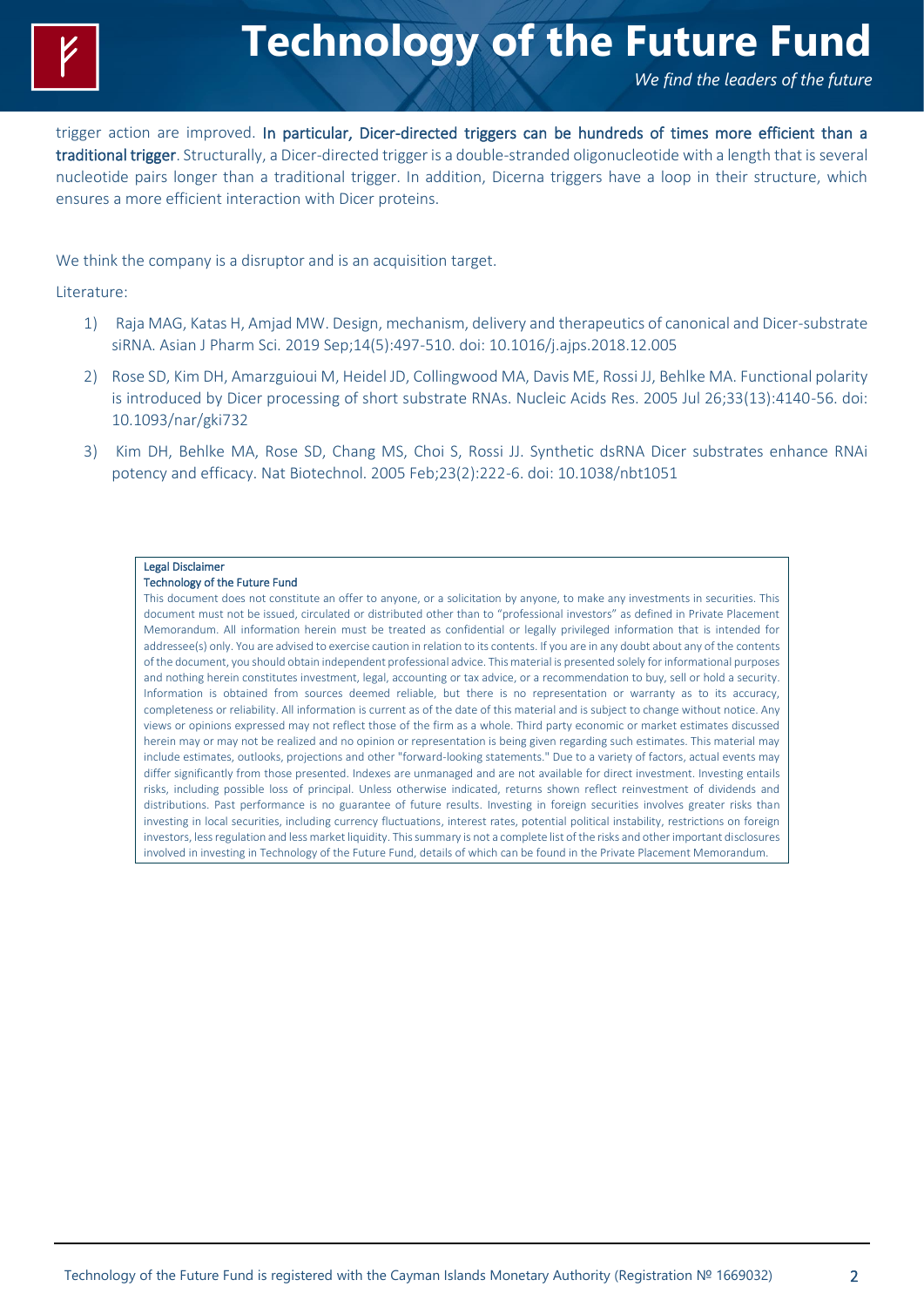trigger action are improved. **In particular, Dicer-directed triggers can be hundreds of times more efficient than a traditional trigger**. Structurally, a Dicer-directed trigger is a double-stranded oligonucleotide with a length that is several nucleotide pairs longer than a traditional trigger. In addition, Dicerna triggers have a loop in their structure, which ensures a more efficient interaction with Dicer proteins.

We think the company is a disruptor and is an acquisition target.

Literature:

1) Raja MAG, Katas H, Amjad MW. Design, mechanism, delivery and therapeutics of canonical and Dicer-substrate siRNA. Asian J Pharm Sci. 2019 Sep;14(5):497-510. doi: 10.1016/j.ajps.2018.12.005
2) Rose SD, Kim DH, Amarzguioui M, Heidel JD, Collingwood MA, Davis ME, Rossi JJ, Behlke MA. Functional polarity is introduced by Dicer processing of short substrate RNAs. Nucleic Acids Res. 2005 Jul 26;33(13):4140-56. doi: 10.1093/nar/gki732
3) Kim DH, Behlke MA, Rose SD, Chang MS, Choi S, Rossi JJ. Synthetic dsRNA Dicer substrates enhance RNAi potency and efficacy. Nat Biotechnol. 2005 Feb;23(2):222-6. doi: 10.1038/nbt1051

**Legal Disclaimer**
**Technology of the Future Fund**

This document does not constitute an offer to anyone, or a solicitation by anyone, to make any investments in securities. This document must not be issued, circulated or distributed other than to "professional investors" as defined in Private Placement Memorandum. All information herein must be treated as confidential or legally privileged information that is intended for addressee(s) only. You are advised to exercise caution in relation to its contents. If you are in any doubt about any of the contents of the document, you should obtain independent professional advice. This material is presented solely for informational purposes and nothing herein constitutes investment, legal, accounting or tax advice, or a recommendation to buy, sell or hold a security. Information is obtained from sources deemed reliable, but there is no representation or warranty as to its accuracy, completeness or reliability. All information is current as of the date of this material and is subject to change without notice. Any views or opinions expressed may not reflect those of the firm as a whole. Third party economic or market estimates discussed herein may or may not be realized and no opinion or representation is being given regarding such estimates. This material may include estimates, outlooks, projections and other "forward-looking statements." Due to a variety of factors, actual events may differ significantly from those presented. Indexes are unmanaged and are not available for direct investment. Investing entails risks, including possible loss of principal. Unless otherwise indicated, returns shown reflect reinvestment of dividends and distributions. Past performance is no guarantee of future results. Investing in foreign securities involves greater risks than investing in local securities, including currency fluctuations, interest rates, potential political instability, restrictions on foreign investors, less regulation and less market liquidity. This summary is not a complete list of the risks and other important disclosures involved in investing in Technology of the Future Fund, details of which can be found in the Private Placement Memorandum.